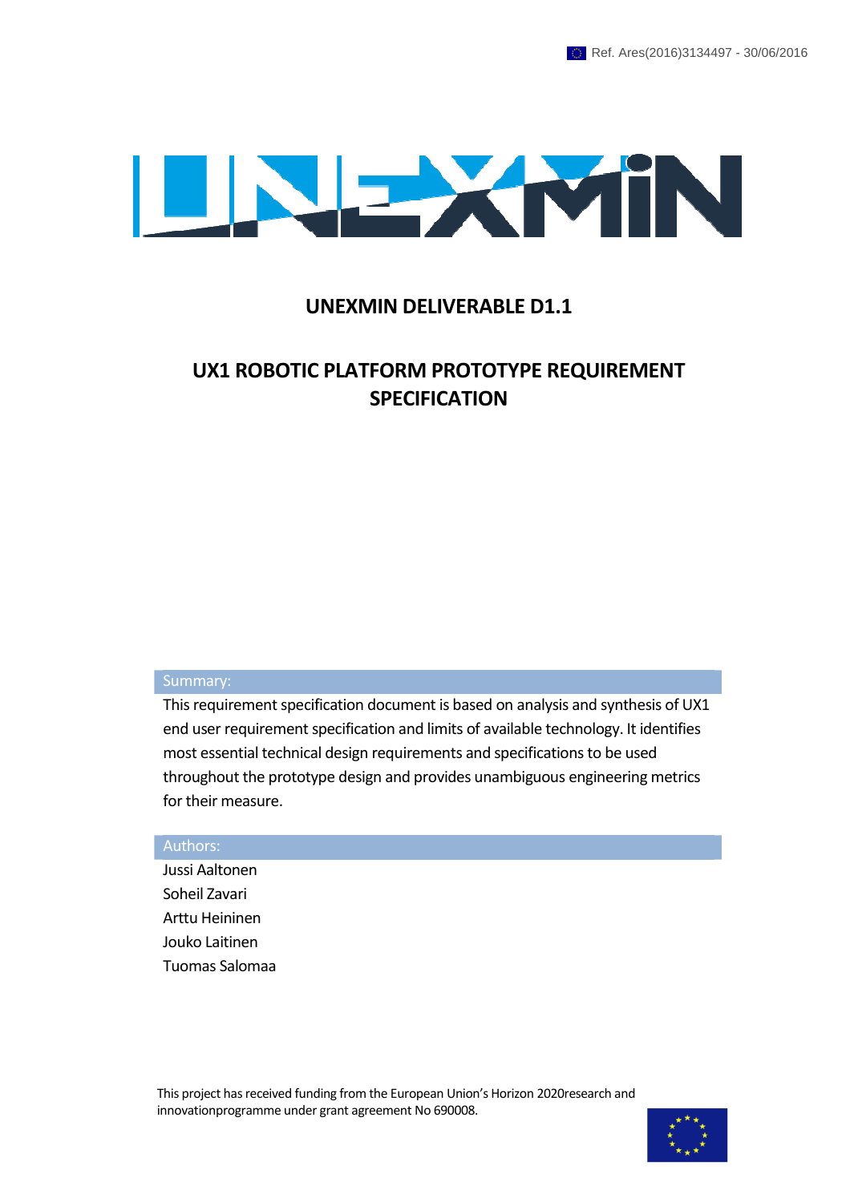Ref. Ares(2016)3134497 - 30/06/2016

# UNEXMIN DELIVERABLE D1.1

# UX1 ROBOTIC PLATFORM PROTOTYPE REQUIREMENT SPECIFICATION

**Summary:**

This requirement specification document is based on analysis and synthesis of UX1 end user requirement specification and limits of available technology. It identifies most essential technical design requirements and specifications to be used throughout the prototype design and provides unambiguous engineering metrics for their measure.

**Authors:**

Jussi Aaltonen
Soheil Zavari
Arttu Heininen
Jouko Laitinen
Tuomas Salomaa

This project has received funding from the European Union's Horizon 2020research and innovationprogramme under grant agreement No 690008.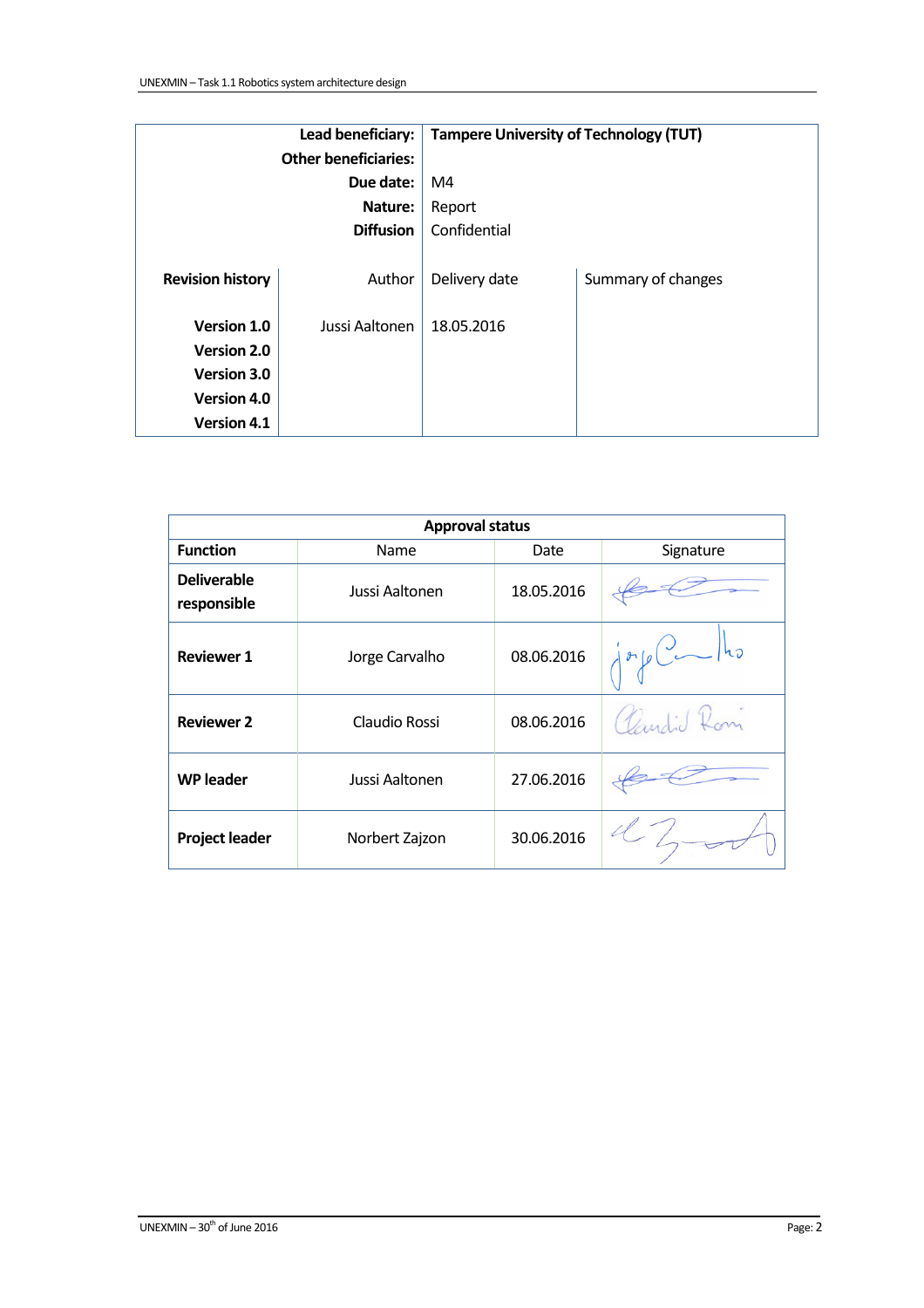| | | | |
|---|---|---|---|
| **Lead beneficiary:** | **Tampere University of Technology (TUT)** | | |
| **Other beneficiaries:** | | | |
| **Due date:** | M4 | | |
| **Nature:** | Report | | |
| **Diffusion** | Confidential | | |

| **Revision history** | Author | Delivery date | Summary of changes |
|---|---|---|---|
| **Version 1.0** | Jussi Aaltonen | 18.05.2016 | |
| **Version 2.0** | | | |
| **Version 3.0** | | | |
| **Version 4.0** | | | |
| **Version 4.1** | | | |

| **Approval status** | | | |
|---|---|---|---|
| **Function** | Name | Date | Signature |
| **Deliverable responsible** | Jussi Aaltonen | 18.05.2016 | |
| **Reviewer 1** | Jorge Carvalho | 08.06.2016 | |
| **Reviewer 2** | Claudio Rossi | 08.06.2016 | |
| **WP leader** | Jussi Aaltonen | 27.06.2016 | |
| **Project leader** | Norbert Zajzon | 30.06.2016 | |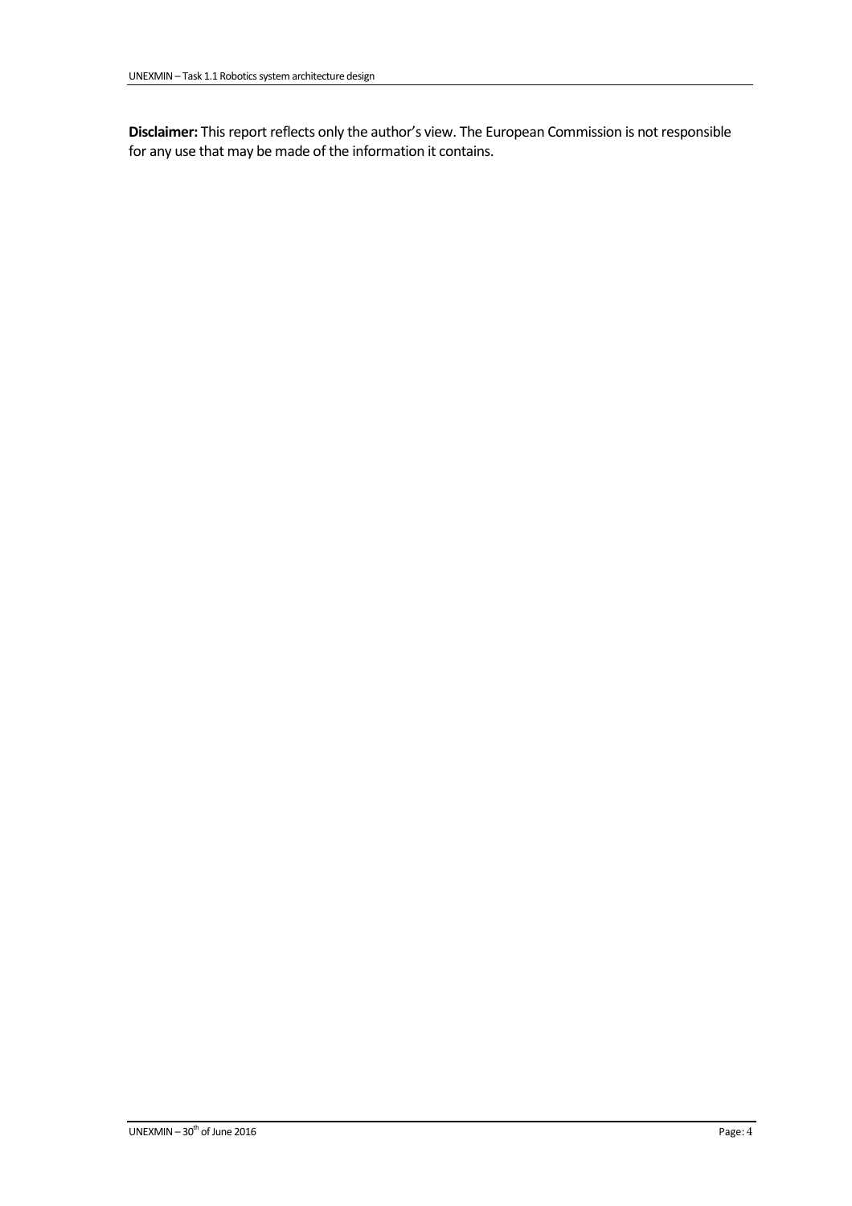**Disclaimer:** This report reflects only the author's view. The European Commission is not responsible for any use that may be made of the information it contains.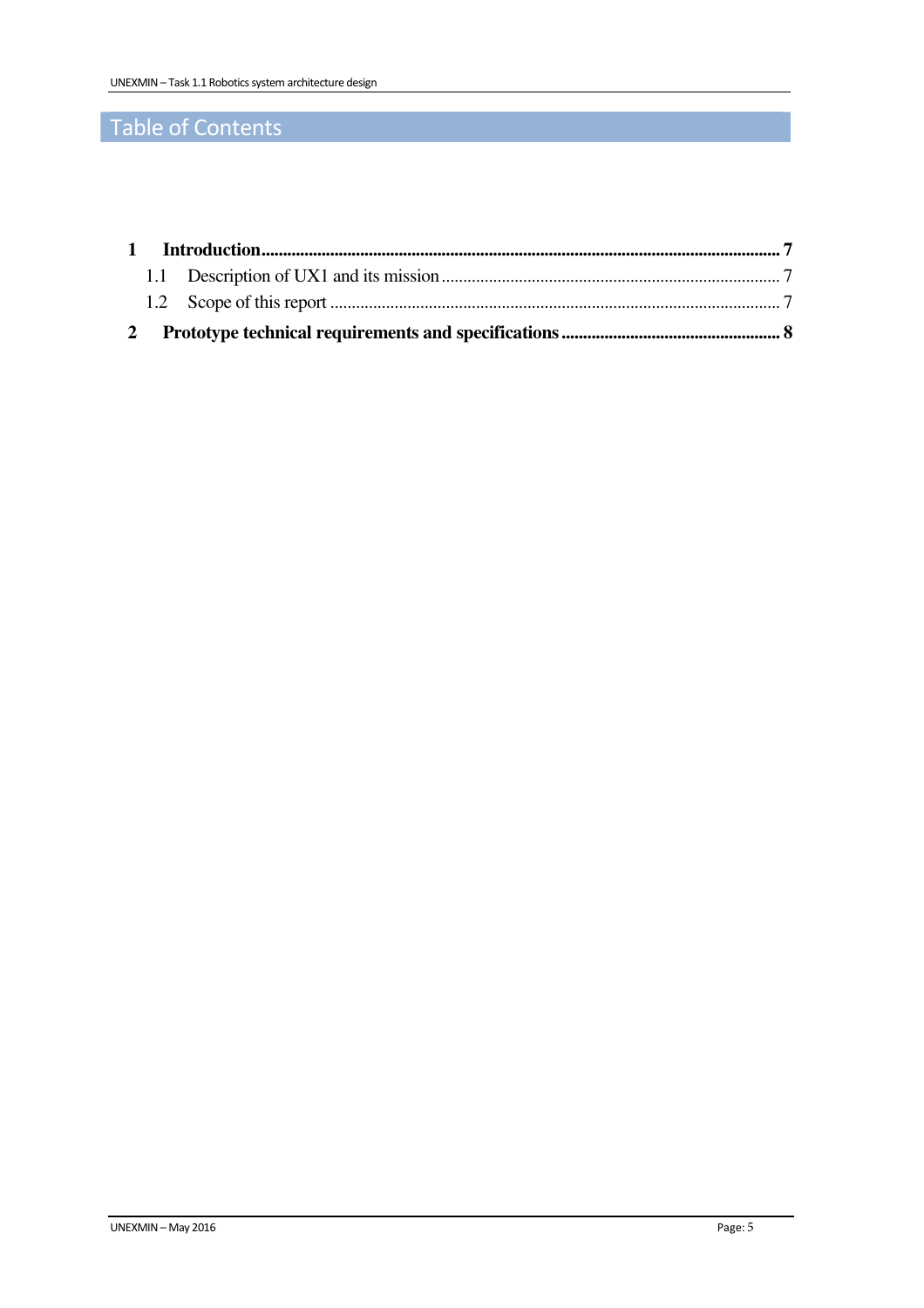# Table of Contents

**1 Introduction ........ 7**

- 1.1 Description of UX1 and its mission ........ 7
- 1.2 Scope of this report ........ 7

**2 Prototype technical requirements and specifications ........ 8**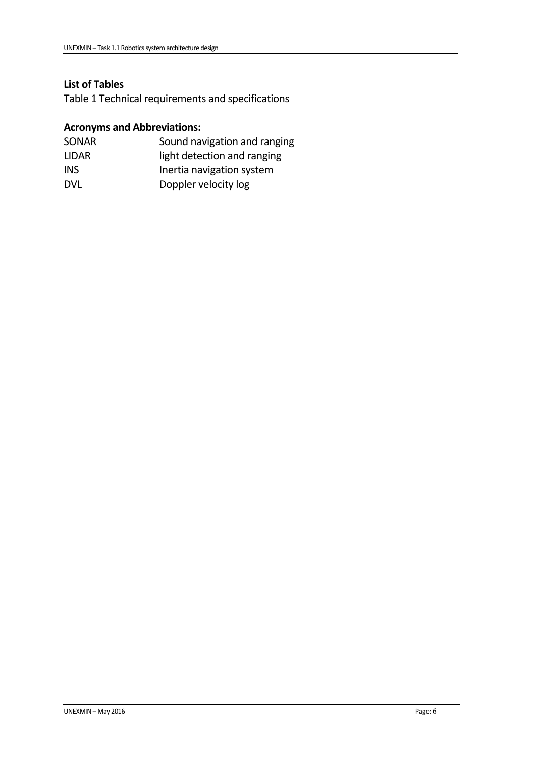**List of Tables**

Table 1 Technical requirements and specifications

**Acronyms and Abbreviations:**

| | |
|---|---|
| SONAR | Sound navigation and ranging |
| LIDAR | light detection and ranging |
| INS | Inertia navigation system |
| DVL | Doppler velocity log |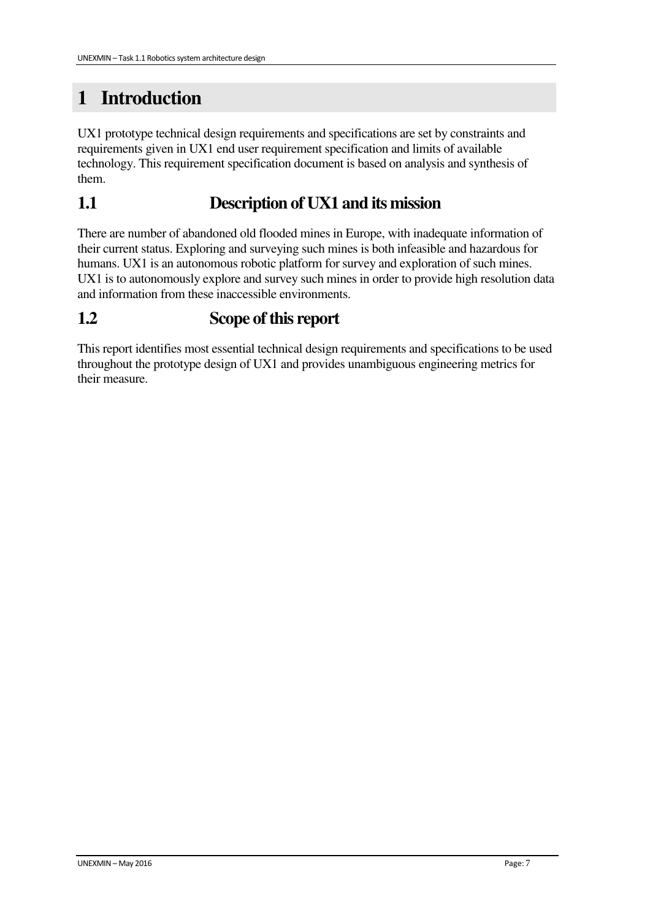# 1 Introduction

UX1 prototype technical design requirements and specifications are set by constraints and requirements given in UX1 end user requirement specification and limits of available technology. This requirement specification document is based on analysis and synthesis of them.

## 1.1 Description of UX1 and its mission

There are number of abandoned old flooded mines in Europe, with inadequate information of their current status. Exploring and surveying such mines is both infeasible and hazardous for humans. UX1 is an autonomous robotic platform for survey and exploration of such mines. UX1 is to autonomously explore and survey such mines in order to provide high resolution data and information from these inaccessible environments.

## 1.2 Scope of this report

This report identifies most essential technical design requirements and specifications to be used throughout the prototype design of UX1 and provides unambiguous engineering metrics for their measure.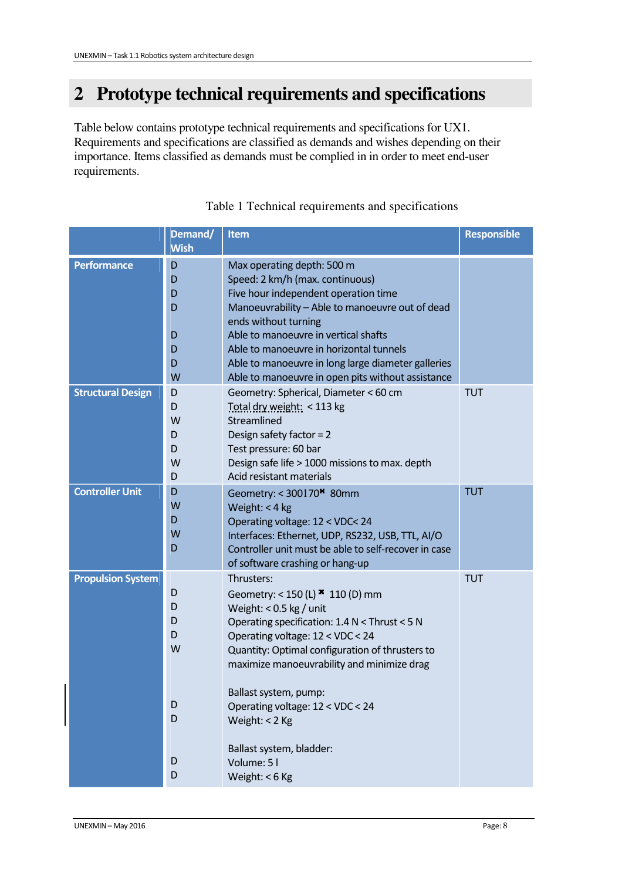# 2 Prototype technical requirements and specifications

Table below contains prototype technical requirements and specifications for UX1. Requirements and specifications are classified as demands and wishes depending on their importance. Items classified as demands must be complied in in order to meet end-user requirements.

Table 1 Technical requirements and specifications

| | Demand/ Wish | Item | Responsible |
|---|---|---|---|
| **Performance** | D | Max operating depth: 500 m | |
| | D | Speed: 2 km/h (max. continuous) | |
| | D | Five hour independent operation time | |
| | D | Manoeuvrability – Able to manoeuvre out of dead ends without turning | |
| | D | Able to manoeuvre in vertical shafts | |
| | D | Able to manoeuvre in horizontal tunnels | |
| | D | Able to manoeuvre in long large diameter galleries | |
| | W | Able to manoeuvre in open pits without assistance | |
| **Structural Design** | D | Geometry: Spherical, Diameter < 60 cm | TUT |
| | D | Total dry weight: < 113 kg | |
| | W | Streamlined | |
| | D | Design safety factor = 2 | |
| | D | Test pressure: 60 bar | |
| | W | Design safe life > 1000 missions to max. depth | |
| | D | Acid resistant materials | |
| **Controller Unit** | D | Geometry: < 300170✖ 80mm | TUT |
| | W | Weight: < 4 kg | |
| | D | Operating voltage: 12 < VDC< 24 | |
| | W | Interfaces: Ethernet, UDP, RS232, USB, TTL, AI/O | |
| | D | Controller unit must be able to self-recover in case of software crashing or hang-up | |
| **Propulsion System** | | Thrusters: | TUT |
| | D | Geometry: < 150 (L) ✖ 110 (D) mm | |
| | D | Weight: < 0.5 kg / unit | |
| | D | Operating specification: 1.4 N < Thrust < 5 N | |
| | D | Operating voltage: 12 < VDC < 24 | |
| | W | Quantity: Optimal configuration of thrusters to maximize manoeuvrability and minimize drag | |
| | | Ballast system, pump: | |
| | D | Operating voltage: 12 < VDC < 24 | |
| | D | Weight: < 2 Kg | |
| | | Ballast system, bladder: | |
| | D | Volume: 5 l | |
| | D | Weight: < 6 Kg | |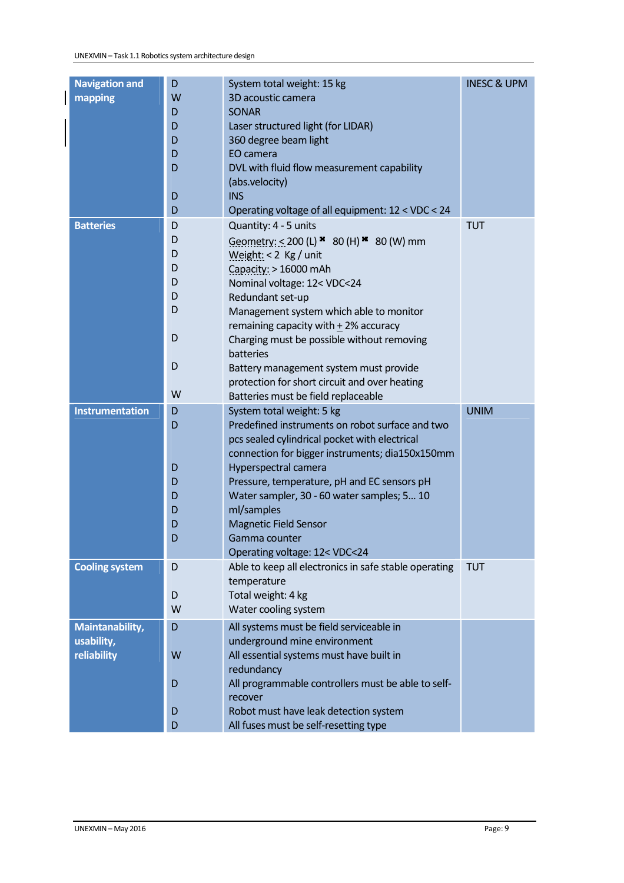| | | | |
|---|---|---|---|
| **Navigation and mapping** | D<br>W<br>D<br>D<br>D<br>D<br>D<br><br>D<br>D | System total weight: 15 kg<br>3D acoustic camera<br>SONAR<br>Laser structured light (for LIDAR)<br>360 degree beam light<br>EO camera<br>DVL with fluid flow measurement capability (abs.velocity)<br>INS<br>Operating voltage of all equipment: 12 < VDC < 24 | INESC & UPM |
| **Batteries** | D<br>D<br>D<br>D<br>D<br>D<br>D<br><br>D<br><br>D<br><br>W | Quantity: 4 - 5 units<br>Geometry: ≤ 200 (L) * 80 (H) * 80 (W) mm<br>Weight: < 2 Kg / unit<br>Capacity: > 16000 mAh<br>Nominal voltage: 12< VDC<24<br>Redundant set-up<br>Management system which able to monitor remaining capacity with ± 2% accuracy<br>Charging must be possible without removing batteries<br>Battery management system must provide protection for short circuit and over heating<br>Batteries must be field replaceable | TUT |
| **Instrumentation** | D<br>D<br><br><br>D<br>D<br>D<br>D<br>D<br>D | System total weight: 5 kg<br>Predefined instruments on robot surface and two pcs sealed cylindrical pocket with electrical connection for bigger instruments; dia150x150mm<br>Hyperspectral camera<br>Pressure, temperature, pH and EC sensors pH<br>Water sampler, 30 - 60 water samples; 5… 10 ml/samples<br>Magnetic Field Sensor<br>Gamma counter<br>Operating voltage: 12< VDC<24 | UNIM |
| **Cooling system** | D<br><br>D<br>W | Able to keep all electronics in safe stable operating temperature<br>Total weight: 4 kg<br>Water cooling system | TUT |
| **Maintanability, usability, reliability** | D<br><br>W<br><br>D<br><br>D<br>D | All systems must be field serviceable in underground mine environment<br>All essential systems must have built in redundancy<br>All programmable controllers must be able to self-recover<br>Robot must have leak detection system<br>All fuses must be self-resetting type | |